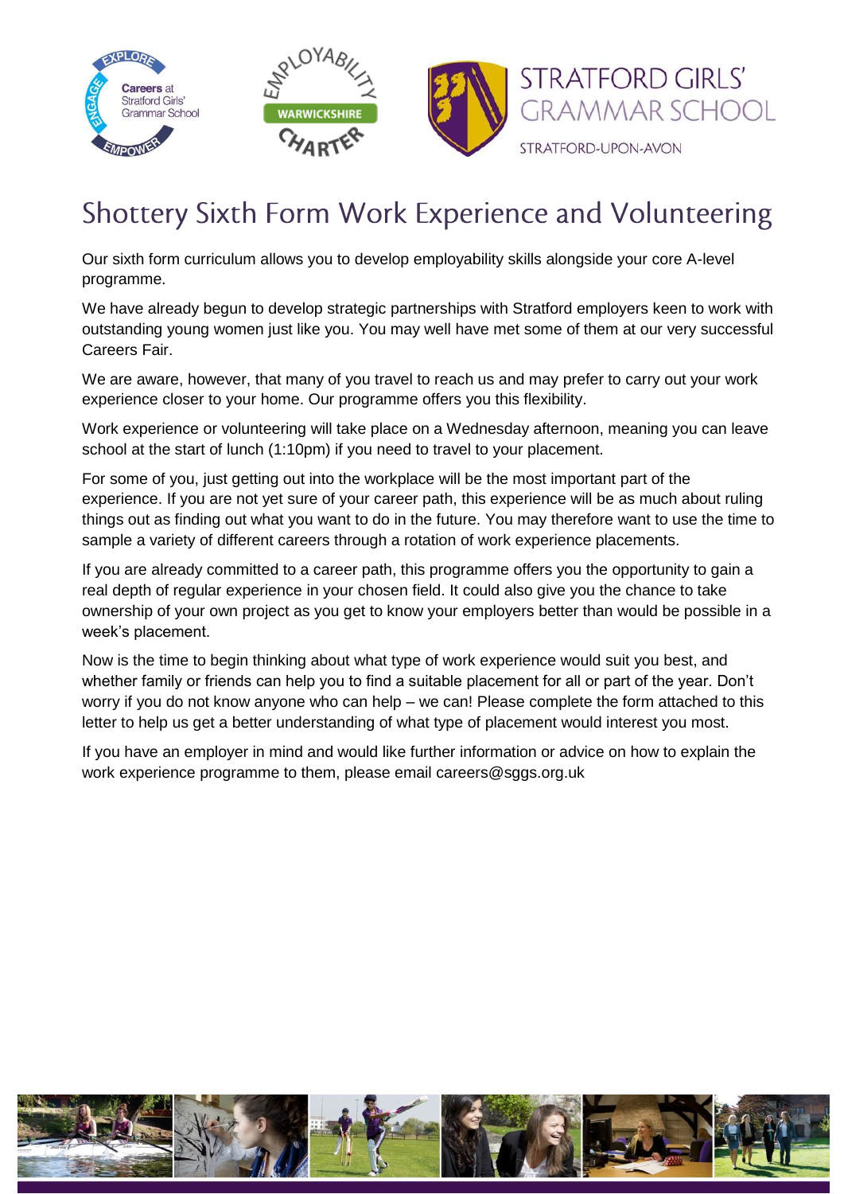# Shottery Sixth Form Work Experience and Volunteering

Our sixth form curriculum allows you to develop employability skills alongside your core A-level programme.

We have already begun to develop strategic partnerships with Stratford employers keen to work with outstanding young women just like you. You may well have met some of them at our very successful Careers Fair.

We are aware, however, that many of you travel to reach us and may prefer to carry out your work experience closer to your home. Our programme offers you this flexibility.

Work experience or volunteering will take place on a Wednesday afternoon, meaning you can leave school at the start of lunch (1:10pm) if you need to travel to your placement.

For some of you, just getting out into the workplace will be the most important part of the experience. If you are not yet sure of your career path, this experience will be as much about ruling things out as finding out what you want to do in the future. You may therefore want to use the time to sample a variety of different careers through a rotation of work experience placements.

If you are already committed to a career path, this programme offers you the opportunity to gain a real depth of regular experience in your chosen field. It could also give you the chance to take ownership of your own project as you get to know your employers better than would be possible in a week's placement.

Now is the time to begin thinking about what type of work experience would suit you best, and whether family or friends can help you to find a suitable placement for all or part of the year. Don't worry if you do not know anyone who can help – we can! Please complete the form attached to this letter to help us get a better understanding of what type of placement would interest you most.

If you have an employer in mind and would like further information or advice on how to explain the work experience programme to them, please email careers@sggs.org.uk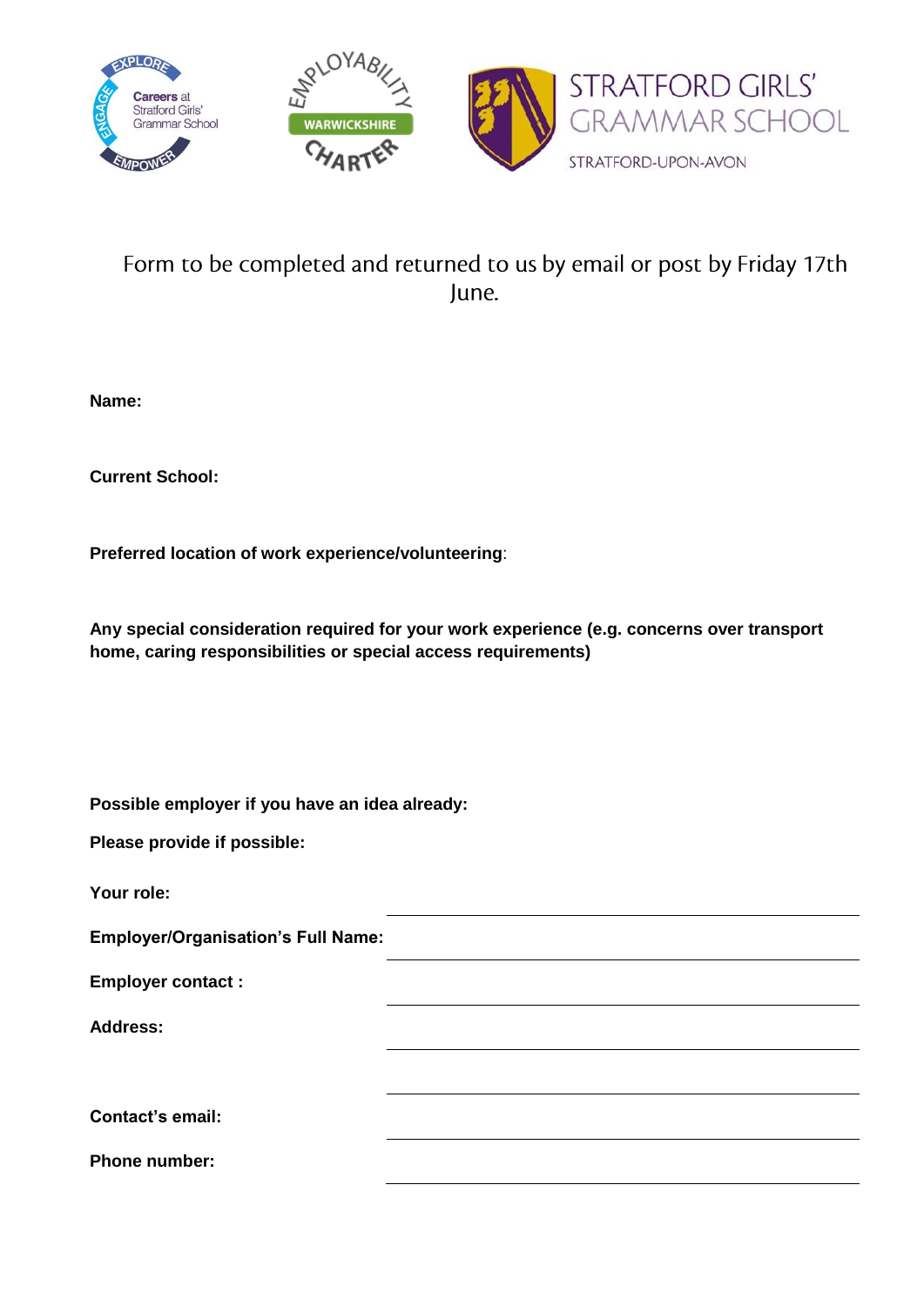Form to be completed and returned to us by email or post by Friday 17th June.

**Name:**

**Current School:**

**Preferred location of work experience/volunteering**:

**Any special consideration required for your work experience (e.g. concerns over transport home, caring responsibilities or special access requirements)**

**Possible employer if you have an idea already:**

**Please provide if possible:**

**Your role:** ______________________________

**Employer/Organisation's Full Name:** ______________________________

**Employer contact :** ______________________________

**Address:** ______________________________

______________________________

**Contact's email:** ______________________________

**Phone number:** ______________________________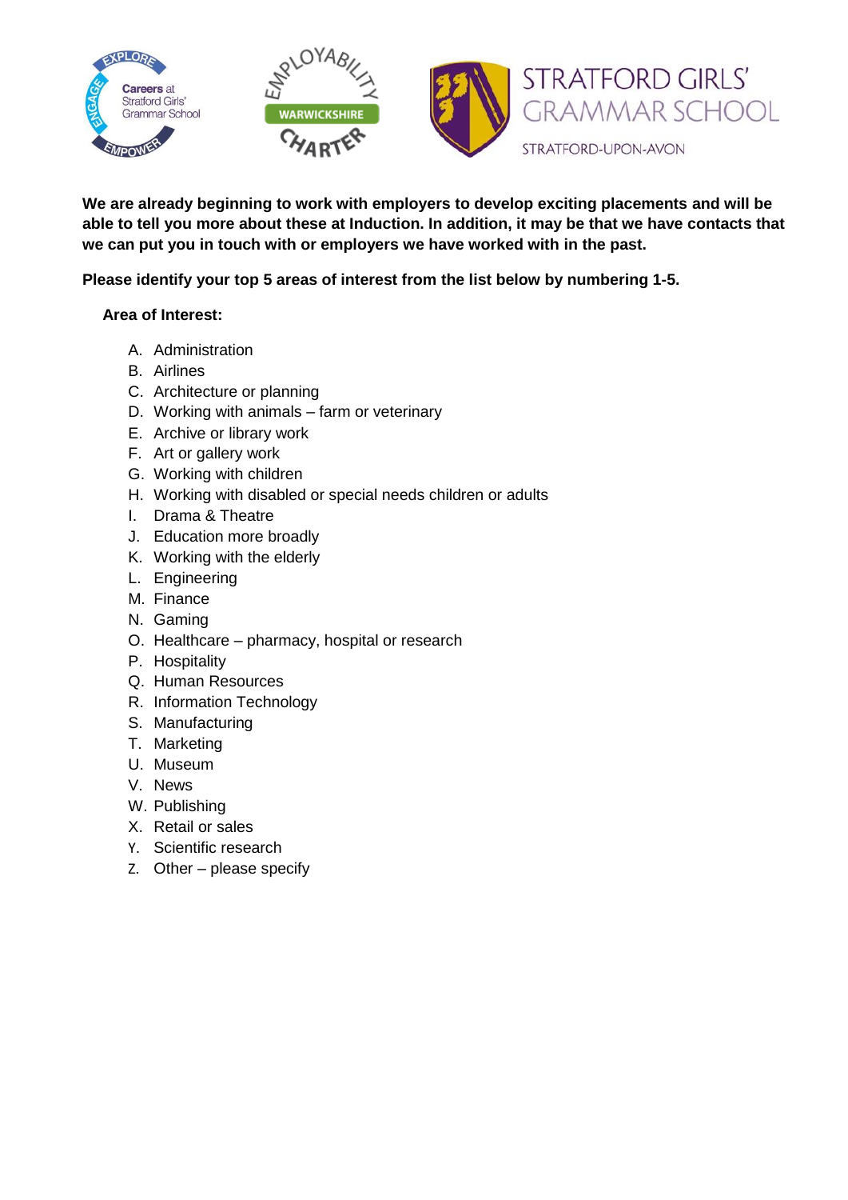**We are already beginning to work with employers to develop exciting placements and will be able to tell you more about these at Induction. In addition, it may be that we have contacts that we can put you in touch with or employers we have worked with in the past.**

**Please identify your top 5 areas of interest from the list below by numbering 1-5.**

**Area of Interest:**

A. Administration
B. Airlines
C. Architecture or planning
D. Working with animals – farm or veterinary
E. Archive or library work
F. Art or gallery work
G. Working with children
H. Working with disabled or special needs children or adults
I. Drama & Theatre
J. Education more broadly
K. Working with the elderly
L. Engineering
M. Finance
N. Gaming
O. Healthcare – pharmacy, hospital or research
P. Hospitality
Q. Human Resources
R. Information Technology
S. Manufacturing
T. Marketing
U. Museum
V. News
W. Publishing
X. Retail or sales
Y. Scientific research
Z. Other – please specify